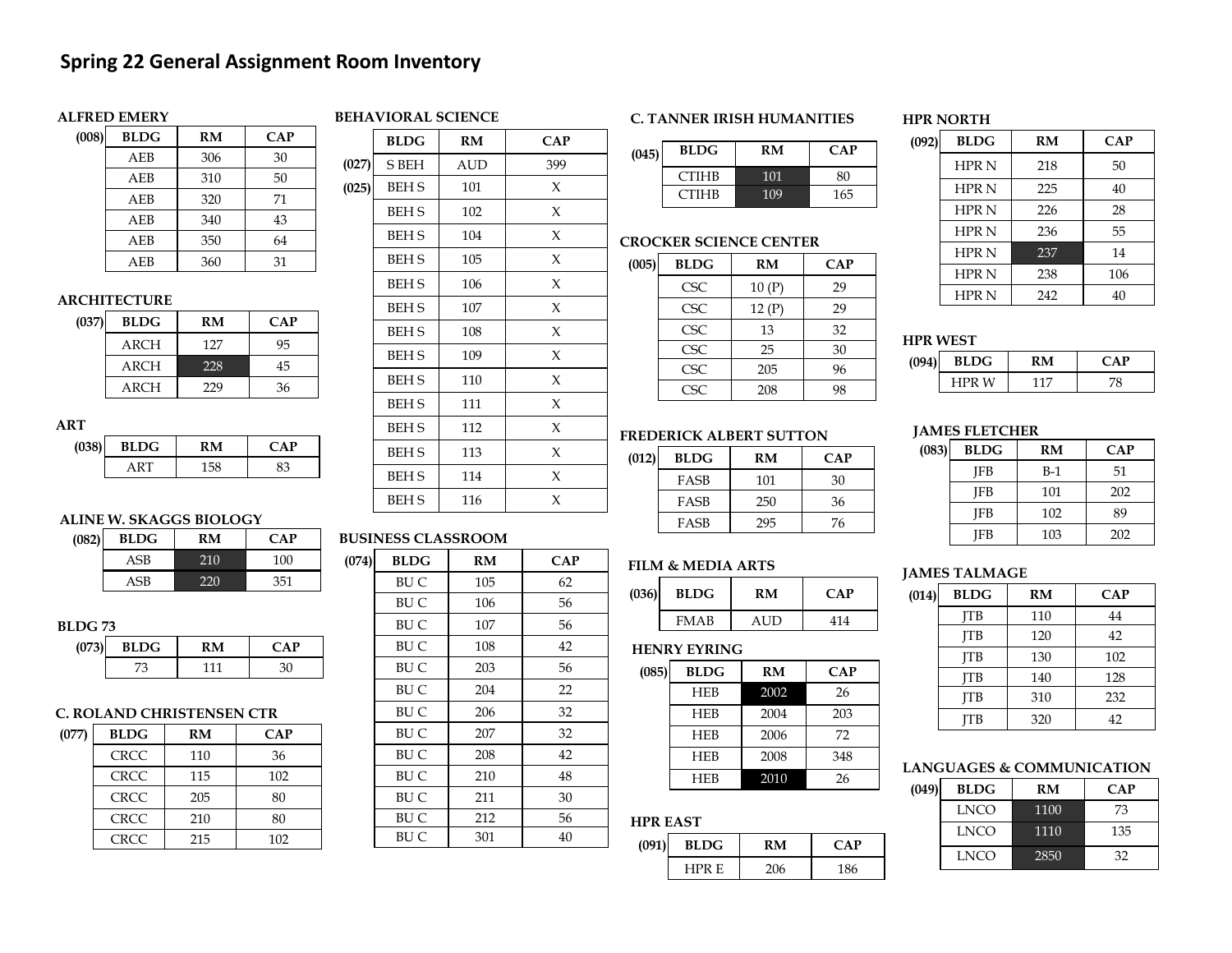# Spring 22 General Assignment Room Inventory

### ALFRED EMERY

(008)

| BLDG | RM | CAP |
|---|---|---|
| AEB | 306 | 30 |
| AEB | 310 | 50 |
| AEB | 320 | 71 |
| AEB | 340 | 43 |
| AEB | 350 | 64 |
| AEB | 360 | 31 |

### ARCHITECTURE

(037)

| BLDG | RM | CAP |
|---|---|---|
| ARCH | 127 | 95 |
| ARCH | 228 | 45 |
| ARCH | 229 | 36 |

### ART

(038)

| BLDG | RM | CAP |
|---|---|---|
| ART | 158 | 83 |

### ALINE W. SKAGGS BIOLOGY

(082)

| BLDG | RM | CAP |
|---|---|---|
| ASB | 210 | 100 |
| ASB | 220 | 351 |

### BLDG 73

(073)

| BLDG | RM | CAP |
|---|---|---|
| 73 | 111 | 30 |

### C. ROLAND CHRISTENSEN CTR

(077)

| BLDG | RM | CAP |
|---|---|---|
| CRCC | 110 | 36 |
| CRCC | 115 | 102 |
| CRCC | 205 | 80 |
| CRCC | 210 | 80 |
| CRCC | 215 | 102 |

### BEHAVIORAL SCIENCE

| | BLDG | RM | CAP |
|---|---|---|---|
| (027) | S BEH | AUD | 399 |
| (025) | BEH S | 101 | X |
| | BEH S | 102 | X |
| | BEH S | 104 | X |
| | BEH S | 105 | X |
| | BEH S | 106 | X |
| | BEH S | 107 | X |
| | BEH S | 108 | X |
| | BEH S | 109 | X |
| | BEH S | 110 | X |
| | BEH S | 111 | X |
| | BEH S | 112 | X |
| | BEH S | 113 | X |
| | BEH S | 114 | X |
| | BEH S | 116 | X |

### BUSINESS CLASSROOM

(074)

| BLDG | RM | CAP |
|---|---|---|
| BU C | 105 | 62 |
| BU C | 106 | 56 |
| BU C | 107 | 56 |
| BU C | 108 | 42 |
| BU C | 203 | 56 |
| BU C | 204 | 22 |
| BU C | 206 | 32 |
| BU C | 207 | 32 |
| BU C | 208 | 42 |
| BU C | 210 | 48 |
| BU C | 211 | 30 |
| BU C | 212 | 56 |
| BU C | 301 | 40 |

### C. TANNER IRISH HUMANITIES

(045)

| BLDG | RM | CAP |
|---|---|---|
| CTIHB | 101 | 80 |
| CTIHB | 109 | 165 |

### CROCKER SCIENCE CENTER

(005)

| BLDG | RM | CAP |
|---|---|---|
| CSC | 10 (P) | 29 |
| CSC | 12 (P) | 29 |
| CSC | 13 | 32 |
| CSC | 25 | 30 |
| CSC | 205 | 96 |
| CSC | 208 | 98 |

### FREDERICK ALBERT SUTTON

(012)

| BLDG | RM | CAP |
|---|---|---|
| FASB | 101 | 30 |
| FASB | 250 | 36 |
| FASB | 295 | 76 |

### FILM & MEDIA ARTS

(036)

| BLDG | RM | CAP |
|---|---|---|
| FMAB | AUD | 414 |

### HENRY EYRING

(085)

| BLDG | RM | CAP |
|---|---|---|
| HEB | 2002 | 26 |
| HEB | 2004 | 203 |
| HEB | 2006 | 72 |
| HEB | 2008 | 348 |
| HEB | 2010 | 26 |

### HPR EAST

(091)

| BLDG | RM | CAP |
|---|---|---|
| HPR E | 206 | 186 |

### HPR NORTH

(092)

| BLDG | RM | CAP |
|---|---|---|
| HPR N | 218 | 50 |
| HPR N | 225 | 40 |
| HPR N | 226 | 28 |
| HPR N | 236 | 55 |
| HPR N | 237 | 14 |
| HPR N | 238 | 106 |
| HPR N | 242 | 40 |

### HPR WEST

(094)

| BLDG | RM | CAP |
|---|---|---|
| HPR W | 117 | 78 |

### JAMES FLETCHER

(083)

| BLDG | RM | CAP |
|---|---|---|
| JFB | B-1 | 51 |
| JFB | 101 | 202 |
| JFB | 102 | 89 |
| JFB | 103 | 202 |

### JAMES TALMAGE

(014)

| BLDG | RM | CAP |
|---|---|---|
| JTB | 110 | 44 |
| JTB | 120 | 42 |
| JTB | 130 | 102 |
| JTB | 140 | 128 |
| JTB | 310 | 232 |
| JTB | 320 | 42 |

### LANGUAGES & COMMUNICATION

(049)

| BLDG | RM | CAP |
|---|---|---|
| LNCO | 1100 | 73 |
| LNCO | 1110 | 135 |
| LNCO | 2850 | 32 |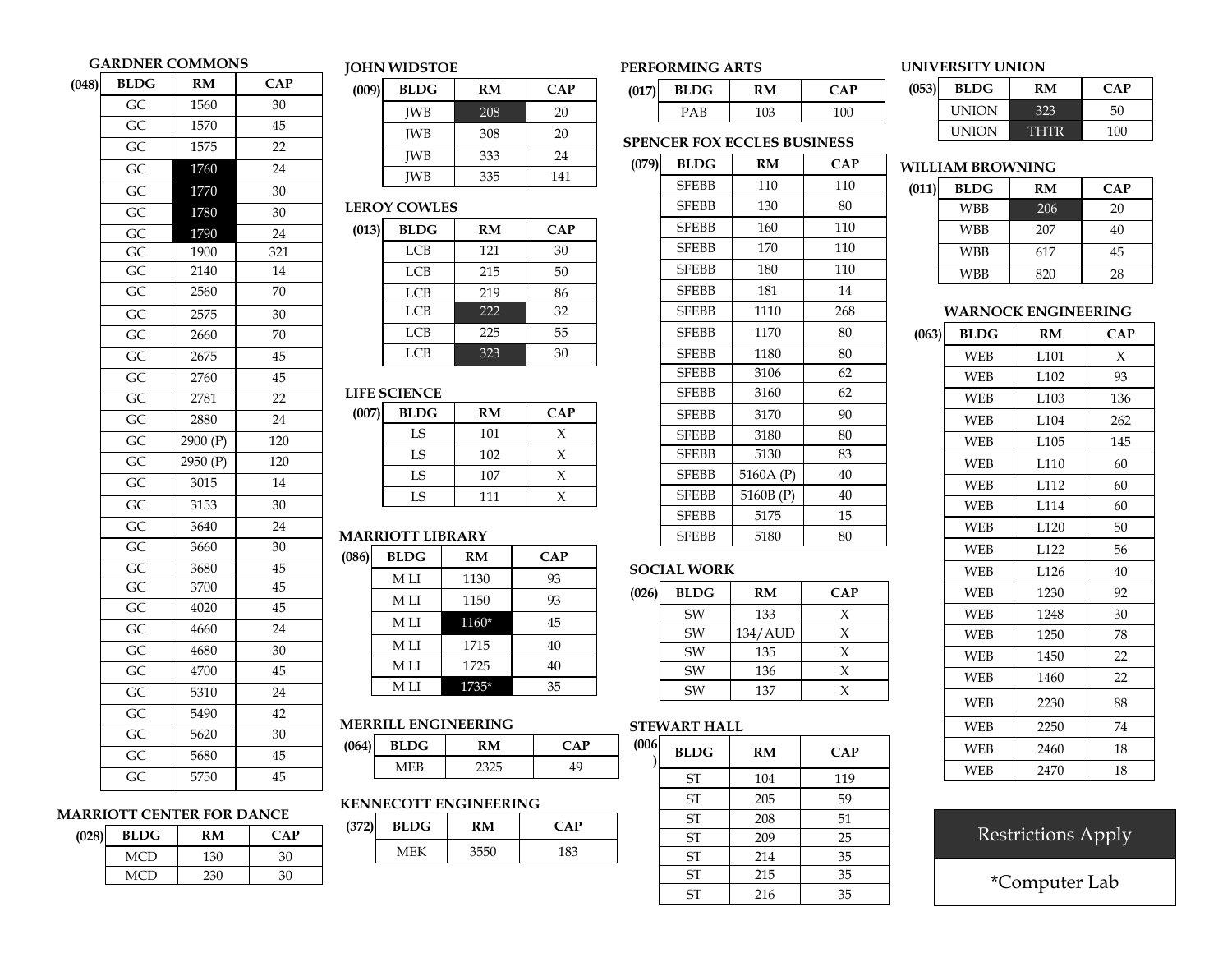## GARDNER COMMONS

| (048) | BLDG | RM | CAP |
|---|---|---|---|
| | GC | 1560 | 30 |
| | GC | 1570 | 45 |
| | GC | 1575 | 22 |
| | GC | 1760 | 24 |
| | GC | 1770 | 30 |
| | GC | 1780 | 30 |
| | GC | 1790 | 24 |
| | GC | 1900 | 321 |
| | GC | 2140 | 14 |
| | GC | 2560 | 70 |
| | GC | 2575 | 30 |
| | GC | 2660 | 70 |
| | GC | 2675 | 45 |
| | GC | 2760 | 45 |
| | GC | 2781 | 22 |
| | GC | 2880 | 24 |
| | GC | 2900 (P) | 120 |
| | GC | 2950 (P) | 120 |
| | GC | 3015 | 14 |
| | GC | 3153 | 30 |
| | GC | 3640 | 24 |
| | GC | 3660 | 30 |
| | GC | 3680 | 45 |
| | GC | 3700 | 45 |
| | GC | 4020 | 45 |
| | GC | 4660 | 24 |
| | GC | 4680 | 30 |
| | GC | 4700 | 45 |
| | GC | 5310 | 24 |
| | GC | 5490 | 42 |
| | GC | 5620 | 30 |
| | GC | 5680 | 45 |
| | GC | 5750 | 45 |

## MARRIOTT CENTER FOR DANCE

| (028) | BLDG | RM | CAP |
|---|---|---|---|
| | MCD | 130 | 30 |
| | MCD | 230 | 30 |

## JOHN WIDSTOE

| (009) | BLDG | RM | CAP |
|---|---|---|---|
| | JWB | 208 | 20 |
| | JWB | 308 | 20 |
| | JWB | 333 | 24 |
| | JWB | 335 | 141 |

## LEROY COWLES

| (013) | BLDG | RM | CAP |
|---|---|---|---|
| | LCB | 121 | 30 |
| | LCB | 215 | 50 |
| | LCB | 219 | 86 |
| | LCB | 222 | 32 |
| | LCB | 225 | 55 |
| | LCB | 323 | 30 |

## LIFE SCIENCE

| (007) | BLDG | RM | CAP |
|---|---|---|---|
| | LS | 101 | X |
| | LS | 102 | X |
| | LS | 107 | X |
| | LS | 111 | X |

## MARRIOTT LIBRARY

| (086) | BLDG | RM | CAP |
|---|---|---|---|
| | M LI | 1130 | 93 |
| | M LI | 1150 | 93 |
| | M LI | 1160* | 45 |
| | M LI | 1715 | 40 |
| | M LI | 1725 | 40 |
| | M LI | 1735* | 35 |

## MERRILL ENGINEERING

| (064) | BLDG | RM | CAP |
|---|---|---|---|
| | MEB | 2325 | 49 |

## KENNECOTT ENGINEERING

| (372) | BLDG | RM | CAP |
|---|---|---|---|
| | MEK | 3550 | 183 |

## PERFORMING ARTS

| (017) | BLDG | RM | CAP |
|---|---|---|---|
| | PAB | 103 | 100 |

## SPENCER FOX ECCLES BUSINESS

| (079) | BLDG | RM | CAP |
|---|---|---|---|
| | SFEBB | 110 | 110 |
| | SFEBB | 130 | 80 |
| | SFEBB | 160 | 110 |
| | SFEBB | 170 | 110 |
| | SFEBB | 180 | 110 |
| | SFEBB | 181 | 14 |
| | SFEBB | 1110 | 268 |
| | SFEBB | 1170 | 80 |
| | SFEBB | 1180 | 80 |
| | SFEBB | 3106 | 62 |
| | SFEBB | 3160 | 62 |
| | SFEBB | 3170 | 90 |
| | SFEBB | 3180 | 80 |
| | SFEBB | 5130 | 83 |
| | SFEBB | 5160A (P) | 40 |
| | SFEBB | 5160B (P) | 40 |
| | SFEBB | 5175 | 15 |
| | SFEBB | 5180 | 80 |

## SOCIAL WORK

| (026) | BLDG | RM | CAP |
|---|---|---|---|
| | SW | 133 | X |
| | SW | 134/AUD | X |
| | SW | 135 | X |
| | SW | 136 | X |
| | SW | 137 | X |

## STEWART HALL

| (006) | BLDG | RM | CAP |
|---|---|---|---|
| | ST | 104 | 119 |
| | ST | 205 | 59 |
| | ST | 208 | 51 |
| | ST | 209 | 25 |
| | ST | 214 | 35 |
| | ST | 215 | 35 |
| | ST | 216 | 35 |

## UNIVERSITY UNION

| (053) | BLDG | RM | CAP |
|---|---|---|---|
| | UNION | 323 | 50 |
| | UNION | THTR | 100 |

## WILLIAM BROWNING

| (011) | BLDG | RM | CAP |
|---|---|---|---|
| | WBB | 206 | 20 |
| | WBB | 207 | 40 |
| | WBB | 617 | 45 |
| | WBB | 820 | 28 |

## WARNOCK ENGINEERING

| (063) | BLDG | RM | CAP |
|---|---|---|---|
| | WEB | L101 | X |
| | WEB | L102 | 93 |
| | WEB | L103 | 136 |
| | WEB | L104 | 262 |
| | WEB | L105 | 145 |
| | WEB | L110 | 60 |
| | WEB | L112 | 60 |
| | WEB | L114 | 60 |
| | WEB | L120 | 50 |
| | WEB | L122 | 56 |
| | WEB | L126 | 40 |
| | WEB | 1230 | 92 |
| | WEB | 1248 | 30 |
| | WEB | 1250 | 78 |
| | WEB | 1450 | 22 |
| | WEB | 1460 | 22 |
| | WEB | 2230 | 88 |
| | WEB | 2250 | 74 |
| | WEB | 2460 | 18 |
| | WEB | 2470 | 18 |

Restrictions Apply

*Computer Lab